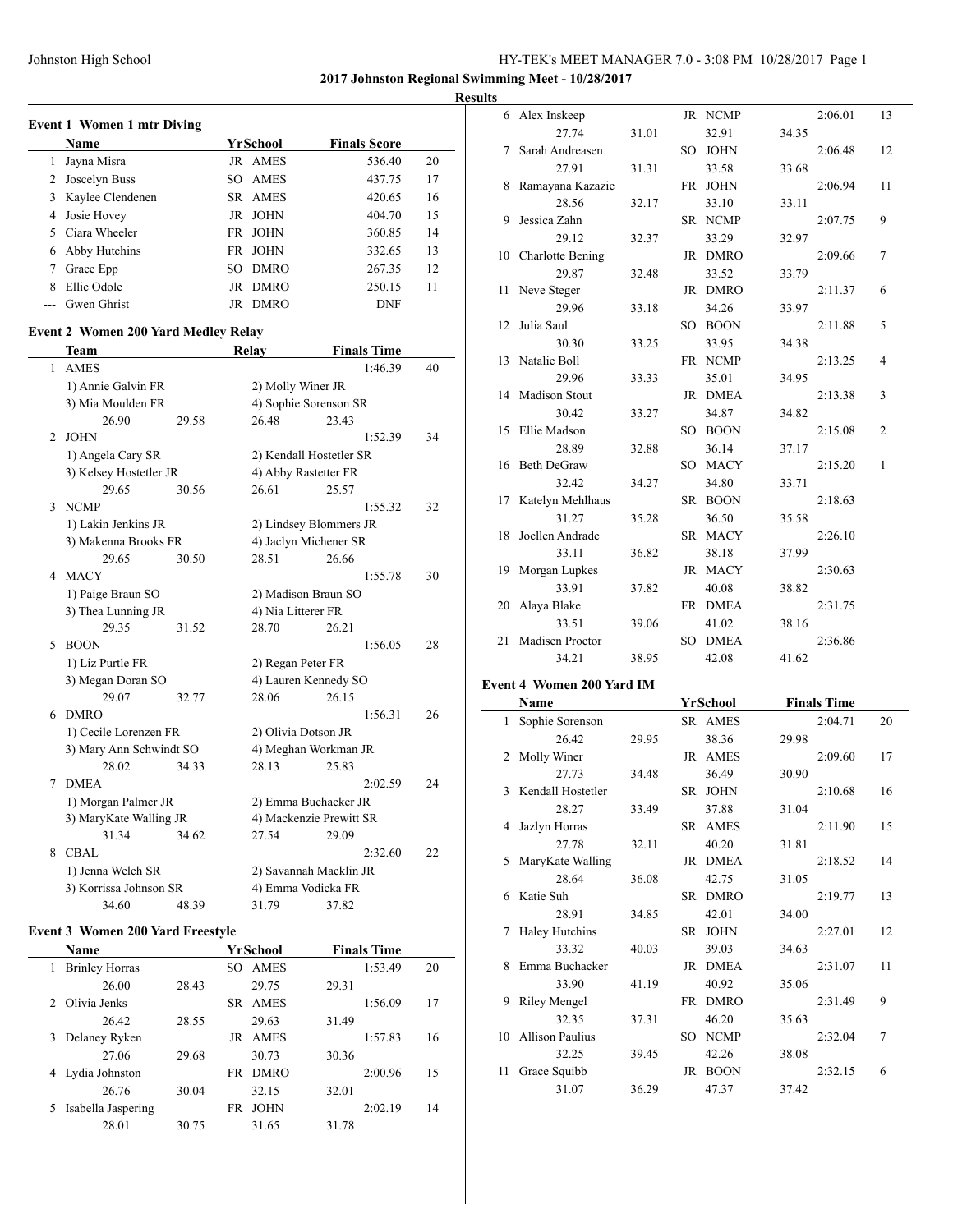**2017 Johnston Regional Swimming Meet - 10/28/2017**

**Results**

### Event 1 Women 1 mtr Diving

| | Name | Yr | School | Finals Score | Points |
|---|---|---|---|---|---|
| 1 | Jayna Misra | JR | AMES | 536.40 | 20 |
| 2 | Joscelyn Buss | SO | AMES | 437.75 | 17 |
| 3 | Kaylee Clendenen | SR | AMES | 420.65 | 16 |
| 4 | Josie Hovey | JR | JOHN | 404.70 | 15 |
| 5 | Ciara Wheeler | FR | JOHN | 360.85 | 14 |
| 6 | Abby Hutchins | FR | JOHN | 332.65 | 13 |
| 7 | Grace Epp | SO | DMRO | 267.35 | 12 |
| 8 | Ellie Odole | JR | DMRO | 250.15 | 11 |
| --- | Gwen Ghrist | JR | DMRO | DNF | |

### Event 2 Women 200 Yard Medley Relay

| | Team | Relay | Finals Time | Points |
|---|---|---|---|---|
| 1 | AMES | | 1:46.39 | 40 |
| | 1) Annie Galvin FR | 2) Molly Winer JR | | |
| | 3) Mia Moulden FR | 4) Sophie Sorenson SR | | |
| | 26.90 29.58 | 26.48 23.43 | | |
| 2 | JOHN | | 1:52.39 | 34 |
| | 1) Angela Cary SR | 2) Kendall Hostetler SR | | |
| | 3) Kelsey Hostetler JR | 4) Abby Rastetter FR | | |
| | 29.65 30.56 | 26.61 25.57 | | |
| 3 | NCMP | | 1:55.32 | 32 |
| | 1) Lakin Jenkins JR | 2) Lindsey Blommers JR | | |
| | 3) Makenna Brooks FR | 4) Jaclyn Michener SR | | |
| | 29.65 30.50 | 28.51 26.66 | | |
| 4 | MACY | | 1:55.78 | 30 |
| | 1) Paige Braun SO | 2) Madison Braun SO | | |
| | 3) Thea Lunning JR | 4) Nia Litterer FR | | |
| | 29.35 31.52 | 28.70 26.21 | | |
| 5 | BOON | | 1:56.05 | 28 |
| | 1) Liz Purtle FR | 2) Regan Peter FR | | |
| | 3) Megan Doran SO | 4) Lauren Kennedy SO | | |
| | 29.07 32.77 | 28.06 26.15 | | |
| 6 | DMRO | | 1:56.31 | 26 |
| | 1) Cecile Lorenzen FR | 2) Olivia Dotson JR | | |
| | 3) Mary Ann Schwindt SO | 4) Meghan Workman JR | | |
| | 28.02 34.33 | 28.13 25.83 | | |
| 7 | DMEA | | 2:02.59 | 24 |
| | 1) Morgan Palmer JR | 2) Emma Buchacker JR | | |
| | 3) MaryKate Walling JR | 4) Mackenzie Prewitt SR | | |
| | 31.34 34.62 | 27.54 29.09 | | |
| 8 | CBAL | | 2:32.60 | 22 |
| | 1) Jenna Welch SR | 2) Savannah Macklin JR | | |
| | 3) Korrissa Johnson SR | 4) Emma Vodicka FR | | |
| | 34.60 48.39 | 31.79 37.82 | | |

### Event 3 Women 200 Yard Freestyle

| | Name | Yr | School | Finals Time | Points |
|---|---|---|---|---|---|
| 1 | Brinley Horras | SO | AMES | 1:53.49 | 20 |
| | 26.00 28.43 | | 29.75 29.31 | | |
| 2 | Olivia Jenks | SR | AMES | 1:56.09 | 17 |
| | 26.42 28.55 | | 29.63 31.49 | | |
| 3 | Delaney Ryken | JR | AMES | 1:57.83 | 16 |
| | 27.06 29.68 | | 30.73 30.36 | | |
| 4 | Lydia Johnston | FR | DMRO | 2:00.96 | 15 |
| | 26.76 30.04 | | 32.15 32.01 | | |
| 5 | Isabella Jaspering | FR | JOHN | 2:02.19 | 14 |
| | 28.01 30.75 | | 31.65 31.78 | | |
| 6 | Alex Inskeep | JR | NCMP | 2:06.01 | 13 |
| | 27.74 31.01 | | 32.91 34.35 | | |
| 7 | Sarah Andreasen | SO | JOHN | 2:06.48 | 12 |
| | 27.91 31.31 | | 33.58 33.68 | | |
| 8 | Ramayana Kazazic | FR | JOHN | 2:06.94 | 11 |
| | 28.56 32.17 | | 33.10 33.11 | | |
| 9 | Jessica Zahn | SR | NCMP | 2:07.75 | 9 |
| | 29.12 32.37 | | 33.29 32.97 | | |
| 10 | Charlotte Bening | JR | DMRO | 2:09.66 | 7 |
| | 29.87 32.48 | | 33.52 33.79 | | |
| 11 | Neve Steger | JR | DMRO | 2:11.37 | 6 |
| | 29.96 33.18 | | 34.26 33.97 | | |
| 12 | Julia Saul | SO | BOON | 2:11.88 | 5 |
| | 30.30 33.25 | | 33.95 34.38 | | |
| 13 | Natalie Boll | FR | NCMP | 2:13.25 | 4 |
| | 29.96 33.33 | | 35.01 34.95 | | |
| 14 | Madison Stout | JR | DMEA | 2:13.38 | 3 |
| | 30.42 33.27 | | 34.87 34.82 | | |
| 15 | Ellie Madson | SO | BOON | 2:15.08 | 2 |
| | 28.89 32.88 | | 36.14 37.17 | | |
| 16 | Beth DeGraw | SO | MACY | 2:15.20 | 1 |
| | 32.42 34.27 | | 34.80 33.71 | | |
| 17 | Katelyn Mehlhaus | SR | BOON | 2:18.63 | |
| | 31.27 35.28 | | 36.50 35.58 | | |
| 18 | Joellen Andrade | SR | MACY | 2:26.10 | |
| | 33.11 36.82 | | 38.18 37.99 | | |
| 19 | Morgan Lupkes | JR | MACY | 2:30.63 | |
| | 33.91 37.82 | | 40.08 38.82 | | |
| 20 | Alaya Blake | FR | DMEA | 2:31.75 | |
| | 33.51 39.06 | | 41.02 38.16 | | |
| 21 | Madisen Proctor | SO | DMEA | 2:36.86 | |
| | 34.21 38.95 | | 42.08 41.62 | | |

### Event 4 Women 200 Yard IM

| | Name | Yr | School | Finals Time | Points |
|---|---|---|---|---|---|
| 1 | Sophie Sorenson | SR | AMES | 2:04.71 | 20 |
| | 26.42 29.95 | | 38.36 29.98 | | |
| 2 | Molly Winer | JR | AMES | 2:09.60 | 17 |
| | 27.73 34.48 | | 36.49 30.90 | | |
| 3 | Kendall Hostetler | SR | JOHN | 2:10.68 | 16 |
| | 28.27 33.49 | | 37.88 31.04 | | |
| 4 | Jazlyn Horras | SR | AMES | 2:11.90 | 15 |
| | 27.78 32.11 | | 40.20 31.81 | | |
| 5 | MaryKate Walling | JR | DMEA | 2:18.52 | 14 |
| | 28.64 36.08 | | 42.75 31.05 | | |
| 6 | Katie Suh | SR | DMRO | 2:19.77 | 13 |
| | 28.91 34.85 | | 42.01 34.00 | | |
| 7 | Haley Hutchins | SR | JOHN | 2:27.01 | 12 |
| | 33.32 40.03 | | 39.03 34.63 | | |
| 8 | Emma Buchacker | JR | DMEA | 2:31.07 | 11 |
| | 33.90 41.19 | | 40.92 35.06 | | |
| 9 | Riley Mengel | FR | DMRO | 2:31.49 | 9 |
| | 32.35 37.31 | | 46.20 35.63 | | |
| 10 | Allison Paulius | SO | NCMP | 2:32.04 | 7 |
| | 32.25 39.45 | | 42.26 38.08 | | |
| 11 | Grace Squibb | JR | BOON | 2:32.15 | 6 |
| | 31.07 36.29 | | 47.37 37.42 | | |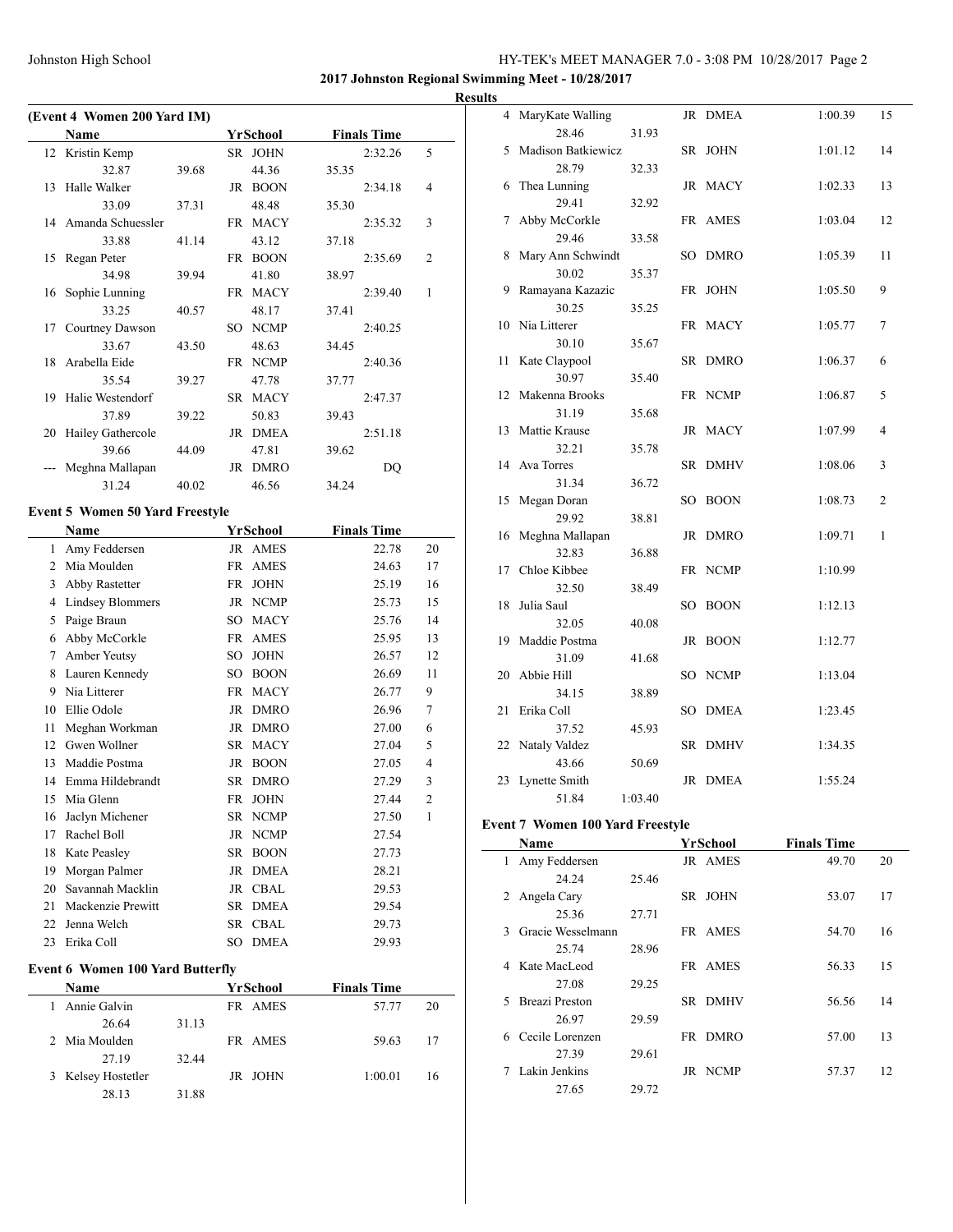**2017 Johnston Regional Swimming Meet - 10/28/2017**

**Results**

### (Event 4 Women 200 Yard IM)

| | Name | Yr | School | Finals Time | Points |
|---|---|---|---|---|---|
| 12 | Kristin Kemp | SR | JOHN | 2:32.26 | 5 |
| | 32.87 39.68 44.36 35.35 | | | | |
| 13 | Halle Walker | JR | BOON | 2:34.18 | 4 |
| | 33.09 37.31 48.48 35.30 | | | | |
| 14 | Amanda Schuessler | FR | MACY | 2:35.32 | 3 |
| | 33.88 41.14 43.12 37.18 | | | | |
| 15 | Regan Peter | FR | BOON | 2:35.69 | 2 |
| | 34.98 39.94 41.80 38.97 | | | | |
| 16 | Sophie Lunning | FR | MACY | 2:39.40 | 1 |
| | 33.25 40.57 48.17 37.41 | | | | |
| 17 | Courtney Dawson | SO | NCMP | 2:40.25 | |
| | 33.67 43.50 48.63 34.45 | | | | |
| 18 | Arabella Eide | FR | NCMP | 2:40.36 | |
| | 35.54 39.27 47.78 37.77 | | | | |
| 19 | Halie Westendorf | SR | MACY | 2:47.37 | |
| | 37.89 39.22 50.83 39.43 | | | | |
| 20 | Hailey Gathercole | JR | DMEA | 2:51.18 | |
| | 39.66 44.09 47.81 39.62 | | | | |
| --- | Meghna Mallapan | JR | DMRO | DQ | |
| | 31.24 40.02 46.56 34.24 | | | | |

### Event 5 Women 50 Yard Freestyle

| | Name | Yr | School | Finals Time | Points |
|---|---|---|---|---|---|
| 1 | Amy Feddersen | JR | AMES | 22.78 | 20 |
| 2 | Mia Moulden | FR | AMES | 24.63 | 17 |
| 3 | Abby Rastetter | FR | JOHN | 25.19 | 16 |
| 4 | Lindsey Blommers | JR | NCMP | 25.73 | 15 |
| 5 | Paige Braun | SO | MACY | 25.76 | 14 |
| 6 | Abby McCorkle | FR | AMES | 25.95 | 13 |
| 7 | Amber Yeutsy | SO | JOHN | 26.57 | 12 |
| 8 | Lauren Kennedy | SO | BOON | 26.69 | 11 |
| 9 | Nia Litterer | FR | MACY | 26.77 | 9 |
| 10 | Ellie Odole | JR | DMRO | 26.96 | 7 |
| 11 | Meghan Workman | JR | DMRO | 27.00 | 6 |
| 12 | Gwen Wollner | SR | MACY | 27.04 | 5 |
| 13 | Maddie Postma | JR | BOON | 27.05 | 4 |
| 14 | Emma Hildebrandt | SR | DMRO | 27.29 | 3 |
| 15 | Mia Glenn | FR | JOHN | 27.44 | 2 |
| 16 | Jaclyn Michener | SR | NCMP | 27.50 | 1 |
| 17 | Rachel Boll | JR | NCMP | 27.54 | |
| 18 | Kate Peasley | SR | BOON | 27.73 | |
| 19 | Morgan Palmer | JR | DMEA | 28.21 | |
| 20 | Savannah Macklin | JR | CBAL | 29.53 | |
| 21 | Mackenzie Prewitt | SR | DMEA | 29.54 | |
| 22 | Jenna Welch | SR | CBAL | 29.73 | |
| 23 | Erika Coll | SO | DMEA | 29.93 | |

### Event 6 Women 100 Yard Butterfly

| | Name | Yr | School | Finals Time | Points |
|---|---|---|---|---|---|
| 1 | Annie Galvin | FR | AMES | 57.77 | 20 |
| | 26.64 31.13 | | | | |
| 2 | Mia Moulden | FR | AMES | 59.63 | 17 |
| | 27.19 32.44 | | | | |
| 3 | Kelsey Hostetler | JR | JOHN | 1:00.01 | 16 |
| | 28.13 31.88 | | | | |
| 4 | MaryKate Walling | JR | DMEA | 1:00.39 | 15 |
| | 28.46 31.93 | | | | |
| 5 | Madison Batkiewicz | SR | JOHN | 1:01.12 | 14 |
| | 28.79 32.33 | | | | |
| 6 | Thea Lunning | JR | MACY | 1:02.33 | 13 |
| | 29.41 32.92 | | | | |
| 7 | Abby McCorkle | FR | AMES | 1:03.04 | 12 |
| | 29.46 33.58 | | | | |
| 8 | Mary Ann Schwindt | SO | DMRO | 1:05.39 | 11 |
| | 30.02 35.37 | | | | |
| 9 | Ramayana Kazazic | FR | JOHN | 1:05.50 | 9 |
| | 30.25 35.25 | | | | |
| 10 | Nia Litterer | FR | MACY | 1:05.77 | 7 |
| | 30.10 35.67 | | | | |
| 11 | Kate Claypool | SR | DMRO | 1:06.37 | 6 |
| | 30.97 35.40 | | | | |
| 12 | Makenna Brooks | FR | NCMP | 1:06.87 | 5 |
| | 31.19 35.68 | | | | |
| 13 | Mattie Krause | JR | MACY | 1:07.99 | 4 |
| | 32.21 35.78 | | | | |
| 14 | Ava Torres | SR | DMHV | 1:08.06 | 3 |
| | 31.34 36.72 | | | | |
| 15 | Megan Doran | SO | BOON | 1:08.73 | 2 |
| | 29.92 38.81 | | | | |
| 16 | Meghna Mallapan | JR | DMRO | 1:09.71 | 1 |
| | 32.83 36.88 | | | | |
| 17 | Chloe Kibbee | FR | NCMP | 1:10.99 | |
| | 32.50 38.49 | | | | |
| 18 | Julia Saul | SO | BOON | 1:12.13 | |
| | 32.05 40.08 | | | | |
| 19 | Maddie Postma | JR | BOON | 1:12.77 | |
| | 31.09 41.68 | | | | |
| 20 | Abbie Hill | SO | NCMP | 1:13.04 | |
| | 34.15 38.89 | | | | |
| 21 | Erika Coll | SO | DMEA | 1:23.45 | |
| | 37.52 45.93 | | | | |
| 22 | Nataly Valdez | SR | DMHV | 1:34.35 | |
| | 43.66 50.69 | | | | |
| 23 | Lynette Smith | JR | DMEA | 1:55.24 | |
| | 51.84 1:03.40 | | | | |

### Event 7 Women 100 Yard Freestyle

| | Name | Yr | School | Finals Time | Points |
|---|---|---|---|---|---|
| 1 | Amy Feddersen | JR | AMES | 49.70 | 20 |
| | 24.24 25.46 | | | | |
| 2 | Angela Cary | SR | JOHN | 53.07 | 17 |
| | 25.36 27.71 | | | | |
| 3 | Gracie Wesselmann | FR | AMES | 54.70 | 16 |
| | 25.74 28.96 | | | | |
| 4 | Kate MacLeod | FR | AMES | 56.33 | 15 |
| | 27.08 29.25 | | | | |
| 5 | Breazi Preston | SR | DMHV | 56.56 | 14 |
| | 26.97 29.59 | | | | |
| 6 | Cecile Lorenzen | FR | DMRO | 57.00 | 13 |
| | 27.39 29.61 | | | | |
| 7 | Lakin Jenkins | JR | NCMP | 57.37 | 12 |
| | 27.65 29.72 | | | | |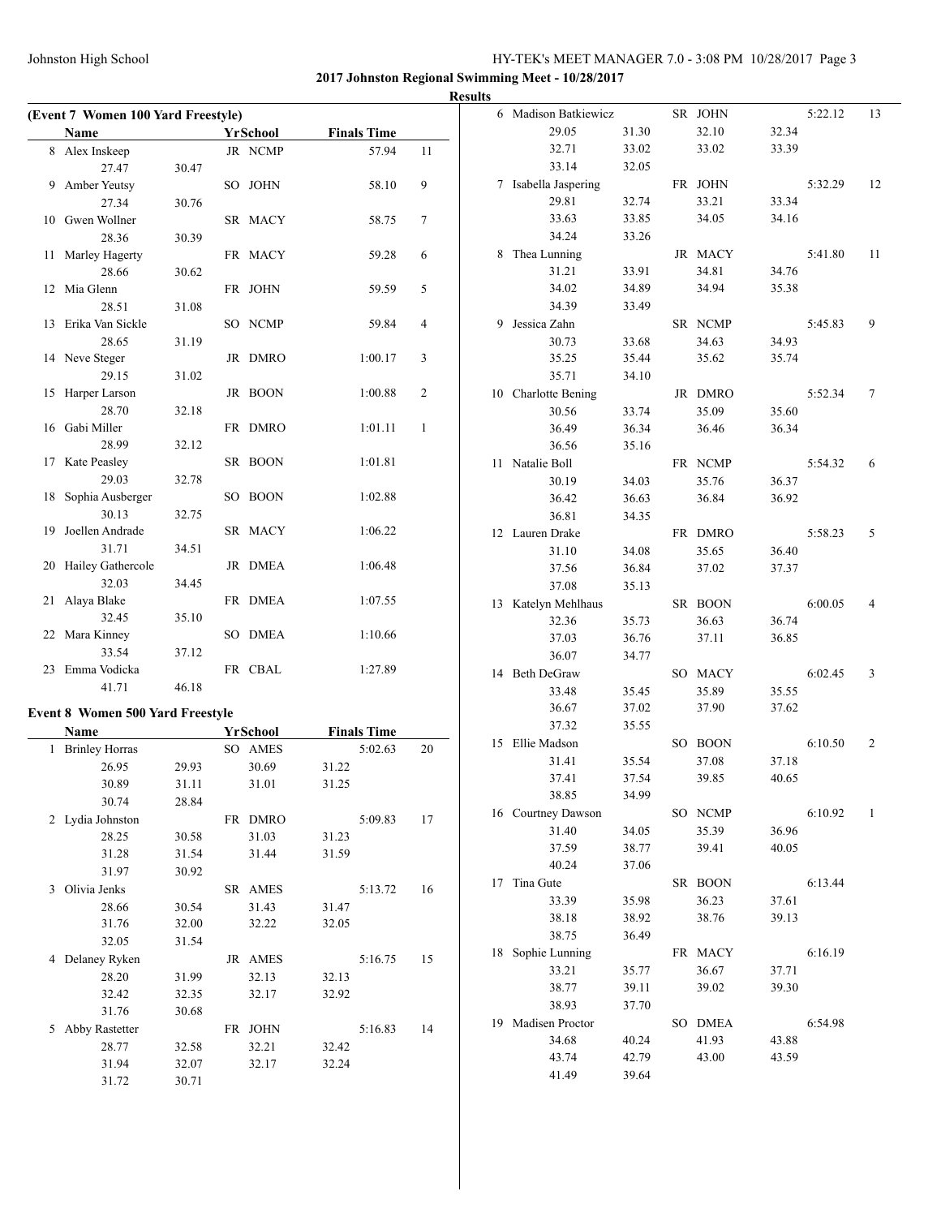**2017 Johnston Regional Swimming Meet - 10/28/2017**

**Results**

**(Event 7 Women 100 Yard Freestyle)**

| | Name | Yr | School | Finals Time | Points |
|---|---|---|---|---|---|
| 8 | Alex Inskeep | JR | NCMP | 57.94 | 11 |
| | 27.47 | 30.47 | | | |
| 9 | Amber Yeutsy | SO | JOHN | 58.10 | 9 |
| | 27.34 | 30.76 | | | |
| 10 | Gwen Wollner | SR | MACY | 58.75 | 7 |
| | 28.36 | 30.39 | | | |
| 11 | Marley Hagerty | FR | MACY | 59.28 | 6 |
| | 28.66 | 30.62 | | | |
| 12 | Mia Glenn | FR | JOHN | 59.59 | 5 |
| | 28.51 | 31.08 | | | |
| 13 | Erika Van Sickle | SO | NCMP | 59.84 | 4 |
| | 28.65 | 31.19 | | | |
| 14 | Neve Steger | JR | DMRO | 1:00.17 | 3 |
| | 29.15 | 31.02 | | | |
| 15 | Harper Larson | JR | BOON | 1:00.88 | 2 |
| | 28.70 | 32.18 | | | |
| 16 | Gabi Miller | FR | DMRO | 1:01.11 | 1 |
| | 28.99 | 32.12 | | | |
| 17 | Kate Peasley | SR | BOON | 1:01.81 | |
| | 29.03 | 32.78 | | | |
| 18 | Sophia Ausberger | SO | BOON | 1:02.88 | |
| | 30.13 | 32.75 | | | |
| 19 | Joellen Andrade | SR | MACY | 1:06.22 | |
| | 31.71 | 34.51 | | | |
| 20 | Hailey Gathercole | JR | DMEA | 1:06.48 | |
| | 32.03 | 34.45 | | | |
| 21 | Alaya Blake | FR | DMEA | 1:07.55 | |
| | 32.45 | 35.10 | | | |
| 22 | Mara Kinney | SO | DMEA | 1:10.66 | |
| | 33.54 | 37.12 | | | |
| 23 | Emma Vodicka | FR | CBAL | 1:27.89 | |
| | 41.71 | 46.18 | | | |

**Event 8 Women 500 Yard Freestyle**

| | Name | | Yr | School | | Finals Time | Points |
|---|---|---|---|---|---|---|---|
| 1 | Brinley Horras | | SO | AMES | | 5:02.63 | 20 |
| | 26.95 | 29.93 | | 30.69 | 31.22 | | |
| | 30.89 | 31.11 | | 31.01 | 31.25 | | |
| | 30.74 | 28.84 | | | | | |
| 2 | Lydia Johnston | | FR | DMRO | | 5:09.83 | 17 |
| | 28.25 | 30.58 | | 31.03 | 31.23 | | |
| | 31.28 | 31.54 | | 31.44 | 31.59 | | |
| | 31.97 | 30.92 | | | | | |
| 3 | Olivia Jenks | | SR | AMES | | 5:13.72 | 16 |
| | 28.66 | 30.54 | | 31.43 | 31.47 | | |
| | 31.76 | 32.00 | | 32.22 | 32.05 | | |
| | 32.05 | 31.54 | | | | | |
| 4 | Delaney Ryken | | JR | AMES | | 5:16.75 | 15 |
| | 28.20 | 31.99 | | 32.13 | 32.13 | | |
| | 32.42 | 32.35 | | 32.17 | 32.92 | | |
| | 31.76 | 30.68 | | | | | |
| 5 | Abby Rastetter | | FR | JOHN | | 5:16.83 | 14 |
| | 28.77 | 32.58 | | 32.21 | 32.42 | | |
| | 31.94 | 32.07 | | 32.17 | 32.24 | | |
| | 31.72 | 30.71 | | | | | |
| 6 | Madison Batkiewicz | | SR | JOHN | | 5:22.12 | 13 |
| | 29.05 | 31.30 | | 32.10 | 32.34 | | |
| | 32.71 | 33.02 | | 33.02 | 33.39 | | |
| | 33.14 | 32.05 | | | | | |
| 7 | Isabella Jaspering | | FR | JOHN | | 5:32.29 | 12 |
| | 29.81 | 32.74 | | 33.21 | 33.34 | | |
| | 33.63 | 33.85 | | 34.05 | 34.16 | | |
| | 34.24 | 33.26 | | | | | |
| 8 | Thea Lunning | | JR | MACY | | 5:41.80 | 11 |
| | 31.21 | 33.91 | | 34.81 | 34.76 | | |
| | 34.02 | 34.89 | | 34.94 | 35.38 | | |
| | 34.39 | 33.49 | | | | | |
| 9 | Jessica Zahn | | SR | NCMP | | 5:45.83 | 9 |
| | 30.73 | 33.68 | | 34.63 | 34.93 | | |
| | 35.25 | 35.44 | | 35.62 | 35.74 | | |
| | 35.71 | 34.10 | | | | | |
| 10 | Charlotte Bening | | JR | DMRO | | 5:52.34 | 7 |
| | 30.56 | 33.74 | | 35.09 | 35.60 | | |
| | 36.49 | 36.34 | | 36.46 | 36.34 | | |
| | 36.56 | 35.16 | | | | | |
| 11 | Natalie Boll | | FR | NCMP | | 5:54.32 | 6 |
| | 30.19 | 34.03 | | 35.76 | 36.37 | | |
| | 36.42 | 36.63 | | 36.84 | 36.92 | | |
| | 36.81 | 34.35 | | | | | |
| 12 | Lauren Drake | | FR | DMRO | | 5:58.23 | 5 |
| | 31.10 | 34.08 | | 35.65 | 36.40 | | |
| | 37.56 | 36.84 | | 37.02 | 37.37 | | |
| | 37.08 | 35.13 | | | | | |
| 13 | Katelyn Mehlhaus | | SR | BOON | | 6:00.05 | 4 |
| | 32.36 | 35.73 | | 36.63 | 36.74 | | |
| | 37.03 | 36.76 | | 37.11 | 36.85 | | |
| | 36.07 | 34.77 | | | | | |
| 14 | Beth DeGraw | | SO | MACY | | 6:02.45 | 3 |
| | 33.48 | 35.45 | | 35.89 | 35.55 | | |
| | 36.67 | 37.02 | | 37.90 | 37.62 | | |
| | 37.32 | 35.55 | | | | | |
| 15 | Ellie Madson | | SO | BOON | | 6:10.50 | 2 |
| | 31.41 | 35.54 | | 37.08 | 37.18 | | |
| | 37.41 | 37.54 | | 39.85 | 40.65 | | |
| | 38.85 | 34.99 | | | | | |
| 16 | Courtney Dawson | | SO | NCMP | | 6:10.92 | 1 |
| | 31.40 | 34.05 | | 35.39 | 36.96 | | |
| | 37.59 | 38.77 | | 39.41 | 40.05 | | |
| | 40.24 | 37.06 | | | | | |
| 17 | Tina Gute | | SR | BOON | | 6:13.44 | |
| | 33.39 | 35.98 | | 36.23 | 37.61 | | |
| | 38.18 | 38.92 | | 38.76 | 39.13 | | |
| | 38.75 | 36.49 | | | | | |
| 18 | Sophie Lunning | | FR | MACY | | 6:16.19 | |
| | 33.21 | 35.77 | | 36.67 | 37.71 | | |
| | 38.77 | 39.11 | | 39.02 | 39.30 | | |
| | 38.93 | 37.70 | | | | | |
| 19 | Madisen Proctor | | SO | DMEA | | 6:54.98 | |
| | 34.68 | 40.24 | | 41.93 | 43.88 | | |
| | 43.74 | 42.79 | | 43.00 | 43.59 | | |
| | 41.49 | 39.64 | | | | | |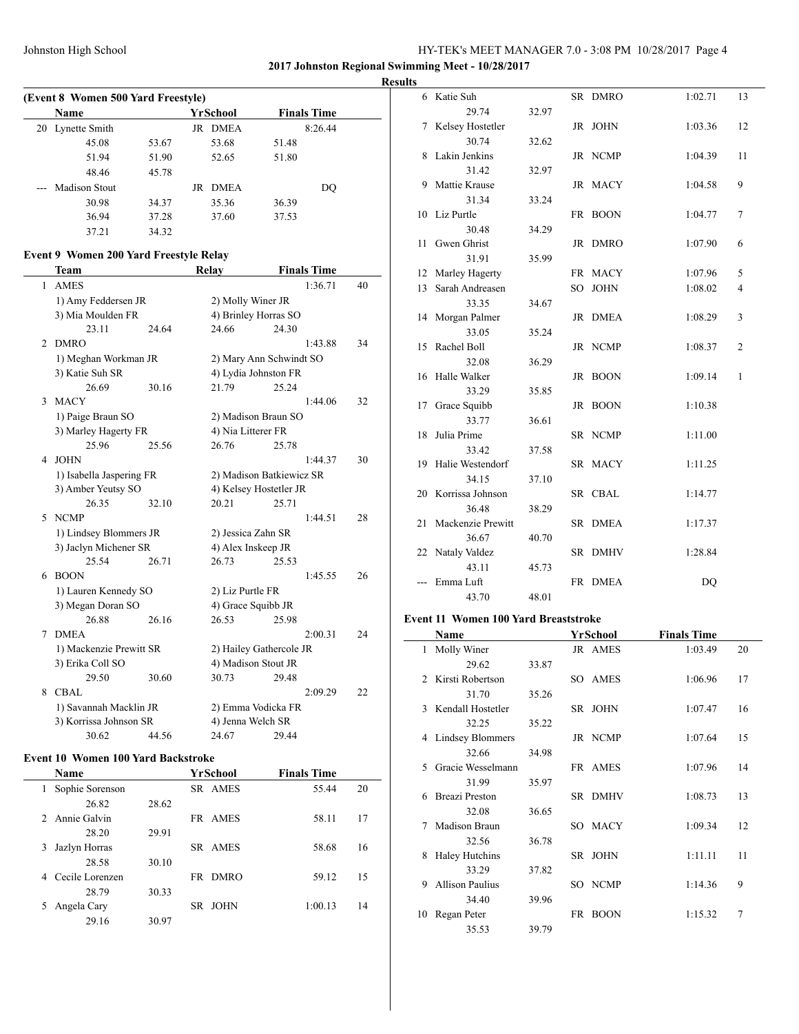## 2017 Johnston Regional Swimming Meet - 10/28/2017

### Results

**(Event 8 Women 500 Yard Freestyle)**

| | Name | Yr | School | Finals Time | |
|---|---|---|---|---|---|
| 20 | Lynette Smith | JR | DMEA | 8:26.44 | |
| | 45.08 | 53.67 | 53.68 | 51.48 | |
| | 51.94 | 51.90 | 52.65 | 51.80 | |
| | 48.46 | 45.78 | | | |
| --- | Madison Stout | JR | DMEA | DQ | |
| | 30.98 | 34.37 | 35.36 | 36.39 | |
| | 36.94 | 37.28 | 37.60 | 37.53 | |
| | 37.21 | 34.32 | | | |

### Event 9 Women 200 Yard Freestyle Relay

| | Team | | Relay | Finals Time | |
|---|---|---|---|---|---|
| 1 | AMES | | | 1:36.71 | 40 |
| | 1) Amy Feddersen JR | | 2) Molly Winer JR | | |
| | 3) Mia Moulden FR | | 4) Brinley Horras SO | | |
| | 23.11 | 24.64 | 24.66 | 24.30 | |
| 2 | DMRO | | | 1:43.88 | 34 |
| | 1) Meghan Workman JR | | 2) Mary Ann Schwindt SO | | |
| | 3) Katie Suh SR | | 4) Lydia Johnston FR | | |
| | 26.69 | 30.16 | 21.79 | 25.24 | |
| 3 | MACY | | | 1:44.06 | 32 |
| | 1) Paige Braun SO | | 2) Madison Braun SO | | |
| | 3) Marley Hagerty FR | | 4) Nia Litterer FR | | |
| | 25.96 | 25.56 | 26.76 | 25.78 | |
| 4 | JOHN | | | 1:44.37 | 30 |
| | 1) Isabella Jaspering FR | | 2) Madison Batkiewicz SR | | |
| | 3) Amber Yeutsy SO | | 4) Kelsey Hostetler JR | | |
| | 26.35 | 32.10 | 20.21 | 25.71 | |
| 5 | NCMP | | | 1:44.51 | 28 |
| | 1) Lindsey Blommers JR | | 2) Jessica Zahn SR | | |
| | 3) Jaclyn Michener SR | | 4) Alex Inskeep JR | | |
| | 25.54 | 26.71 | 26.73 | 25.53 | |
| 6 | BOON | | | 1:45.55 | 26 |
| | 1) Lauren Kennedy SO | | 2) Liz Purtle FR | | |
| | 3) Megan Doran SO | | 4) Grace Squibb JR | | |
| | 26.88 | 26.16 | 26.53 | 25.98 | |
| 7 | DMEA | | | 2:00.31 | 24 |
| | 1) Mackenzie Prewitt SR | | 2) Hailey Gathercole JR | | |
| | 3) Erika Coll SO | | 4) Madison Stout JR | | |
| | 29.50 | 30.60 | 30.73 | 29.48 | |
| 8 | CBAL | | | 2:09.29 | 22 |
| | 1) Savannah Macklin JR | | 2) Emma Vodicka FR | | |
| | 3) Korrissa Johnson SR | | 4) Jenna Welch SR | | |
| | 30.62 | 44.56 | 24.67 | 29.44 | |

### Event 10 Women 100 Yard Backstroke

| | Name | | Yr | School | Finals Time | |
|---|---|---|---|---|---|---|
| 1 | Sophie Sorenson | | SR | AMES | 55.44 | 20 |
| | 26.82 | 28.62 | | | | |
| 2 | Annie Galvin | | FR | AMES | 58.11 | 17 |
| | 28.20 | 29.91 | | | | |
| 3 | Jazlyn Horras | | SR | AMES | 58.68 | 16 |
| | 28.58 | 30.10 | | | | |
| 4 | Cecile Lorenzen | | FR | DMRO | 59.12 | 15 |
| | 28.79 | 30.33 | | | | |
| 5 | Angela Cary | | SR | JOHN | 1:00.13 | 14 |
| | 29.16 | 30.97 | | | | |
| 6 | Katie Suh | | SR | DMRO | 1:02.71 | 13 |
| | 29.74 | 32.97 | | | | |
| 7 | Kelsey Hostetler | | JR | JOHN | 1:03.36 | 12 |
| | 30.74 | 32.62 | | | | |
| 8 | Lakin Jenkins | | JR | NCMP | 1:04.39 | 11 |
| | 31.42 | 32.97 | | | | |
| 9 | Mattie Krause | | JR | MACY | 1:04.58 | 9 |
| | 31.34 | 33.24 | | | | |
| 10 | Liz Purtle | | FR | BOON | 1:04.77 | 7 |
| | 30.48 | 34.29 | | | | |
| 11 | Gwen Ghrist | | JR | DMRO | 1:07.90 | 6 |
| | 31.91 | 35.99 | | | | |
| 12 | Marley Hagerty | | FR | MACY | 1:07.96 | 5 |
| 13 | Sarah Andreasen | | SO | JOHN | 1:08.02 | 4 |
| | 33.35 | 34.67 | | | | |
| 14 | Morgan Palmer | | JR | DMEA | 1:08.29 | 3 |
| | 33.05 | 35.24 | | | | |
| 15 | Rachel Boll | | JR | NCMP | 1:08.37 | 2 |
| | 32.08 | 36.29 | | | | |
| 16 | Halle Walker | | JR | BOON | 1:09.14 | 1 |
| | 33.29 | 35.85 | | | | |
| 17 | Grace Squibb | | JR | BOON | 1:10.38 | |
| | 33.77 | 36.61 | | | | |
| 18 | Julia Prime | | SR | NCMP | 1:11.00 | |
| | 33.42 | 37.58 | | | | |
| 19 | Halie Westendorf | | SR | MACY | 1:11.25 | |
| | 34.15 | 37.10 | | | | |
| 20 | Korrissa Johnson | | SR | CBAL | 1:14.77 | |
| | 36.48 | 38.29 | | | | |
| 21 | Mackenzie Prewitt | | SR | DMEA | 1:17.37 | |
| | 36.67 | 40.70 | | | | |
| 22 | Nataly Valdez | | SR | DMHV | 1:28.84 | |
| | 43.11 | 45.73 | | | | |
| --- | Emma Luft | | FR | DMEA | DQ | |
| | 43.70 | 48.01 | | | | |

### Event 11 Women 100 Yard Breaststroke

| | Name | | Yr | School | Finals Time | |
|---|---|---|---|---|---|---|
| 1 | Molly Winer | | JR | AMES | 1:03.49 | 20 |
| | 29.62 | 33.87 | | | | |
| 2 | Kirsti Robertson | | SO | AMES | 1:06.96 | 17 |
| | 31.70 | 35.26 | | | | |
| 3 | Kendall Hostetler | | SR | JOHN | 1:07.47 | 16 |
| | 32.25 | 35.22 | | | | |
| 4 | Lindsey Blommers | | JR | NCMP | 1:07.64 | 15 |
| | 32.66 | 34.98 | | | | |
| 5 | Gracie Wesselmann | | FR | AMES | 1:07.96 | 14 |
| | 31.99 | 35.97 | | | | |
| 6 | Breazi Preston | | SR | DMHV | 1:08.73 | 13 |
| | 32.08 | 36.65 | | | | |
| 7 | Madison Braun | | SO | MACY | 1:09.34 | 12 |
| | 32.56 | 36.78 | | | | |
| 8 | Haley Hutchins | | SR | JOHN | 1:11.11 | 11 |
| | 33.29 | 37.82 | | | | |
| 9 | Allison Paulius | | SO | NCMP | 1:14.36 | 9 |
| | 34.40 | 39.96 | | | | |
| 10 | Regan Peter | | FR | BOON | 1:15.32 | 7 |
| | 35.53 | 39.79 | | | | |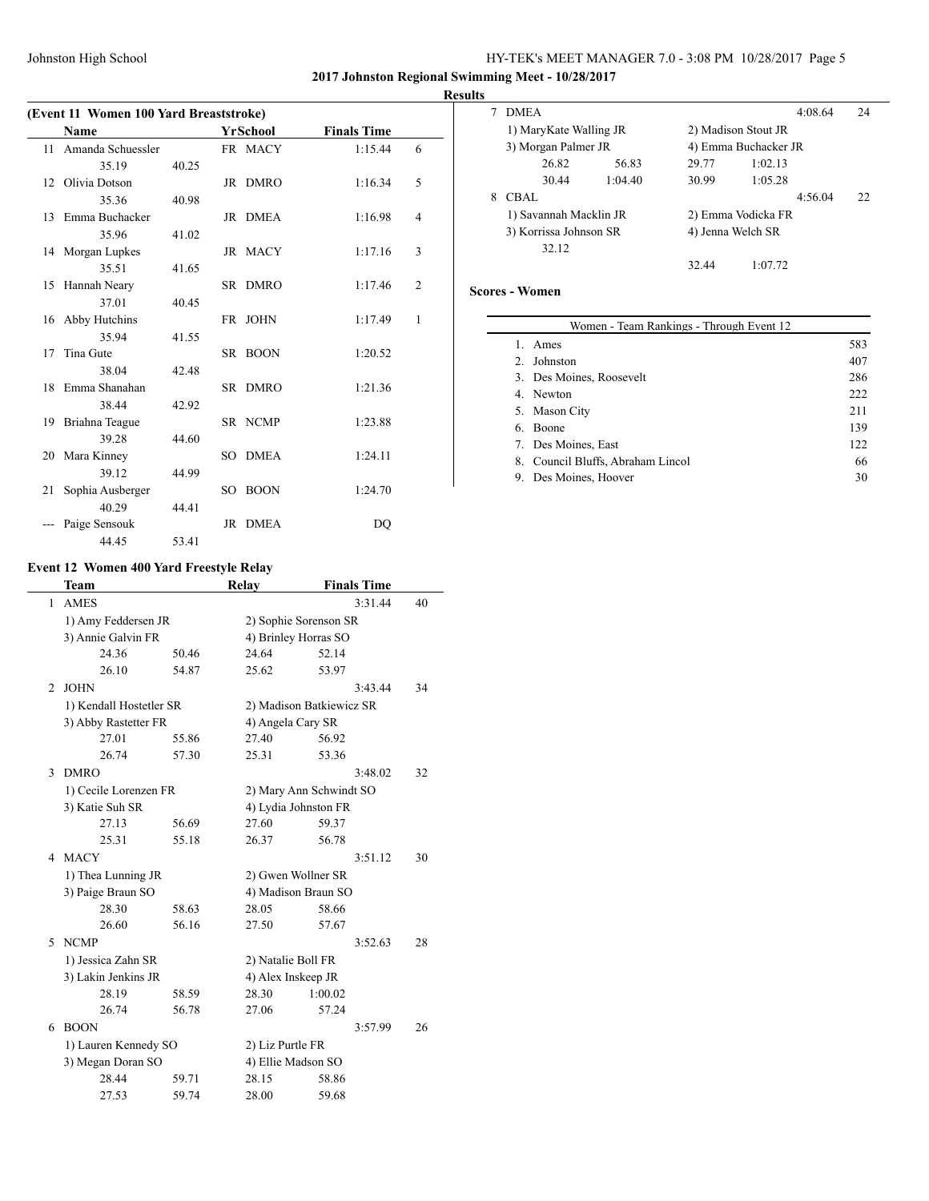**2017 Johnston Regional Swimming Meet - 10/28/2017**

**Results**

### (Event 11 Women 100 Yard Breaststroke)

| | Name | Yr | School | Finals Time | |
|---|---|---|---|---|---|
| 11 | Amanda Schuessler | FR | MACY | 1:15.44 | 6 |
| | 35.19 | 40.25 | | | |
| 12 | Olivia Dotson | JR | DMRO | 1:16.34 | 5 |
| | 35.36 | 40.98 | | | |
| 13 | Emma Buchacker | JR | DMEA | 1:16.98 | 4 |
| | 35.96 | 41.02 | | | |
| 14 | Morgan Lupkes | JR | MACY | 1:17.16 | 3 |
| | 35.51 | 41.65 | | | |
| 15 | Hannah Neary | SR | DMRO | 1:17.46 | 2 |
| | 37.01 | 40.45 | | | |
| 16 | Abby Hutchins | FR | JOHN | 1:17.49 | 1 |
| | 35.94 | 41.55 | | | |
| 17 | Tina Gute | SR | BOON | 1:20.52 | |
| | 38.04 | 42.48 | | | |
| 18 | Emma Shanahan | SR | DMRO | 1:21.36 | |
| | 38.44 | 42.92 | | | |
| 19 | Briahna Teague | SR | NCMP | 1:23.88 | |
| | 39.28 | 44.60 | | | |
| 20 | Mara Kinney | SO | DMEA | 1:24.11 | |
| | 39.12 | 44.99 | | | |
| 21 | Sophia Ausberger | SO | BOON | 1:24.70 | |
| | 40.29 | 44.41 | | | |
| --- | Paige Sensouk | JR | DMEA | DQ | |
| | 44.45 | 53.41 | | | |

### Event 12 Women 400 Yard Freestyle Relay

| | Team | | Relay | Finals Time | |
|---|---|---|---|---|---|
| 1 | AMES | | | 3:31.44 | 40 |
| | 1) Amy Feddersen JR | | 2) Sophie Sorenson SR | | |
| | 3) Annie Galvin FR | | 4) Brinley Horras SO | | |
| | 24.36 | 50.46 | 24.64 | 52.14 | |
| | 26.10 | 54.87 | 25.62 | 53.97 | |
| 2 | JOHN | | | 3:43.44 | 34 |
| | 1) Kendall Hostetler SR | | 2) Madison Batkiewicz SR | | |
| | 3) Abby Rastetter FR | | 4) Angela Cary SR | | |
| | 27.01 | 55.86 | 27.40 | 56.92 | |
| | 26.74 | 57.30 | 25.31 | 53.36 | |
| 3 | DMRO | | | 3:48.02 | 32 |
| | 1) Cecile Lorenzen FR | | 2) Mary Ann Schwindt SO | | |
| | 3) Katie Suh SR | | 4) Lydia Johnston FR | | |
| | 27.13 | 56.69 | 27.60 | 59.37 | |
| | 25.31 | 55.18 | 26.37 | 56.78 | |
| 4 | MACY | | | 3:51.12 | 30 |
| | 1) Thea Lunning JR | | 2) Gwen Wollner SR | | |
| | 3) Paige Braun SO | | 4) Madison Braun SO | | |
| | 28.30 | 58.63 | 28.05 | 58.66 | |
| | 26.60 | 56.16 | 27.50 | 57.67 | |
| 5 | NCMP | | | 3:52.63 | 28 |
| | 1) Jessica Zahn SR | | 2) Natalie Boll FR | | |
| | 3) Lakin Jenkins JR | | 4) Alex Inskeep JR | | |
| | 28.19 | 58.59 | 28.30 | 1:00.02 | |
| | 26.74 | 56.78 | 27.06 | 57.24 | |
| 6 | BOON | | | 3:57.99 | 26 |
| | 1) Lauren Kennedy SO | | 2) Liz Purtle FR | | |
| | 3) Megan Doran SO | | 4) Ellie Madson SO | | |
| | 28.44 | 59.71 | 28.15 | 58.86 | |
| | 27.53 | 59.74 | 28.00 | 59.68 | |
| 7 | DMEA | | | 4:08.64 | 24 |
| | 1) MaryKate Walling JR | | 2) Madison Stout JR | | |
| | 3) Morgan Palmer JR | | 4) Emma Buchacker JR | | |
| | 26.82 | 56.83 | 29.77 | 1:02.13 | |
| | 30.44 | 1:04.40 | 30.99 | 1:05.28 | |
| 8 | CBAL | | | 4:56.04 | 22 |
| | 1) Savannah Macklin JR | | 2) Emma Vodicka FR | | |
| | 3) Korrissa Johnson SR | | 4) Jenna Welch SR | | |
| | 32.12 | | | | |
| | | | 32.44 | 1:07.72 | |

### Scores - Women

| Women - Team Rankings - Through Event 12 | |
|---|---|
| 1. Ames | 583 |
| 2. Johnston | 407 |
| 3. Des Moines, Roosevelt | 286 |
| 4. Newton | 222 |
| 5. Mason City | 211 |
| 6. Boone | 139 |
| 7. Des Moines, East | 122 |
| 8. Council Bluffs, Abraham Lincol | 66 |
| 9. Des Moines, Hoover | 30 |